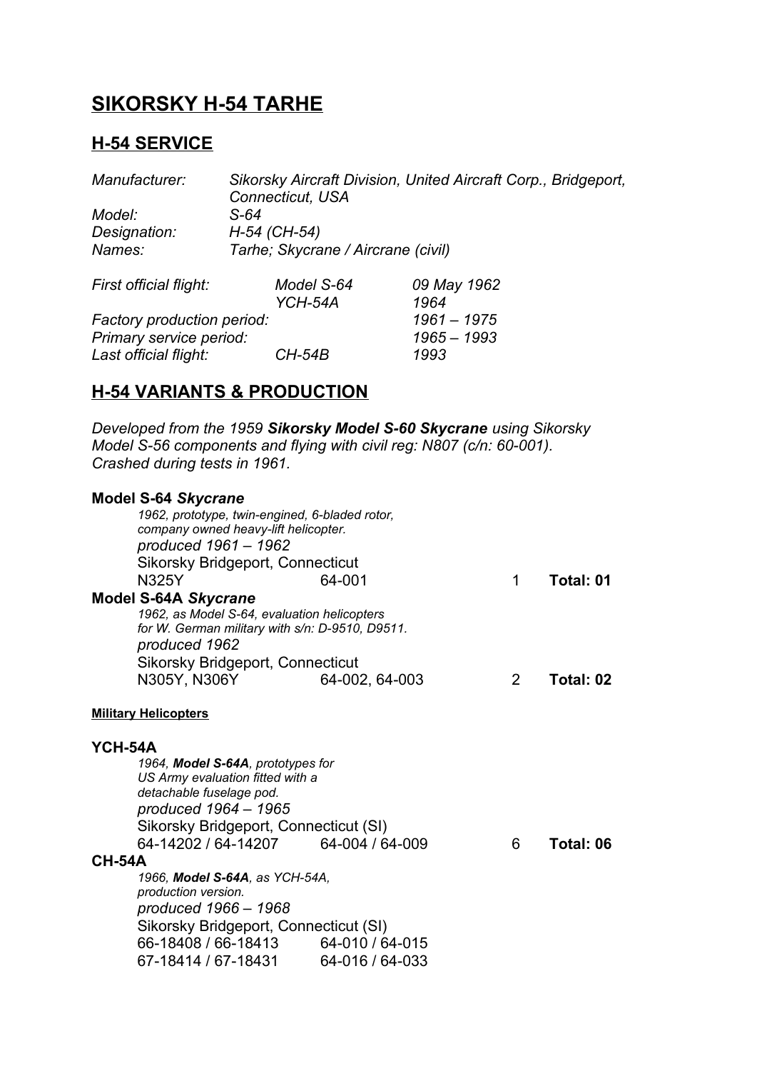# SIKORSKY H-54 TARHE

## H-54 SERVICE

| | | |
|---|---|---|
| *Manufacturer:* | *Sikorsky Aircraft Division, United Aircraft Corp., Bridgeport, Connecticut, USA* | |
| *Model:* | *S-64* | |
| *Designation:* | *H-54 (CH-54)* | |
| *Names:* | *Tarhe; Skycrane / Aircrane (civil)* | |

| | | |
|---|---|---|
| *First official flight:* | *Model S-64* | *09 May 1962* |
| | *YCH-54A* | *1964* |
| *Factory production period:* | | *1961 – 1975* |
| *Primary service period:* | | *1965 – 1993* |
| *Last official flight:* | *CH-54B* | *1993* |

## H-54 VARIANTS & PRODUCTION

*Developed from the 1959* ***Sikorsky Model S-60 Skycrane*** *using Sikorsky Model S-56 components and flying with civil reg: N807 (c/n: 60-001). Crashed during tests in 1961.*

**Model S-64** ***Skycrane***

*1962, prototype, twin-engined, 6-bladed rotor, company owned heavy-lift helicopter.*

*produced 1961 – 1962*

Sikorsky Bridgeport, Connecticut

| | | | |
|---|---|---|---|
| N325Y | 64-001 | 1 | **Total: 01** |

**Model S-64A** ***Skycrane***

*1962, as Model S-64, evaluation helicopters for W. German military with s/n: D-9510, D9511.*

*produced 1962*

Sikorsky Bridgeport, Connecticut

| | | | |
|---|---|---|---|
| N305Y, N306Y | 64-002, 64-003 | 2 | **Total: 02** |

**Military Helicopters**

**YCH-54A**

*1964,* ***Model S-64A****, prototypes for US Army evaluation fitted with a detachable fuselage pod.*

*produced 1964 – 1965*

Sikorsky Bridgeport, Connecticut (SI)

| | | | |
|---|---|---|---|
| 64-14202 / 64-14207 | 64-004 / 64-009 | 6 | **Total: 06** |

**CH-54A**

*1966,* ***Model S-64A****, as YCH-54A, production version.*

*produced 1966 – 1968*

Sikorsky Bridgeport, Connecticut (SI)

| | |
|---|---|
| 66-18408 / 66-18413 | 64-010 / 64-015 |
| 67-18414 / 67-18431 | 64-016 / 64-033 |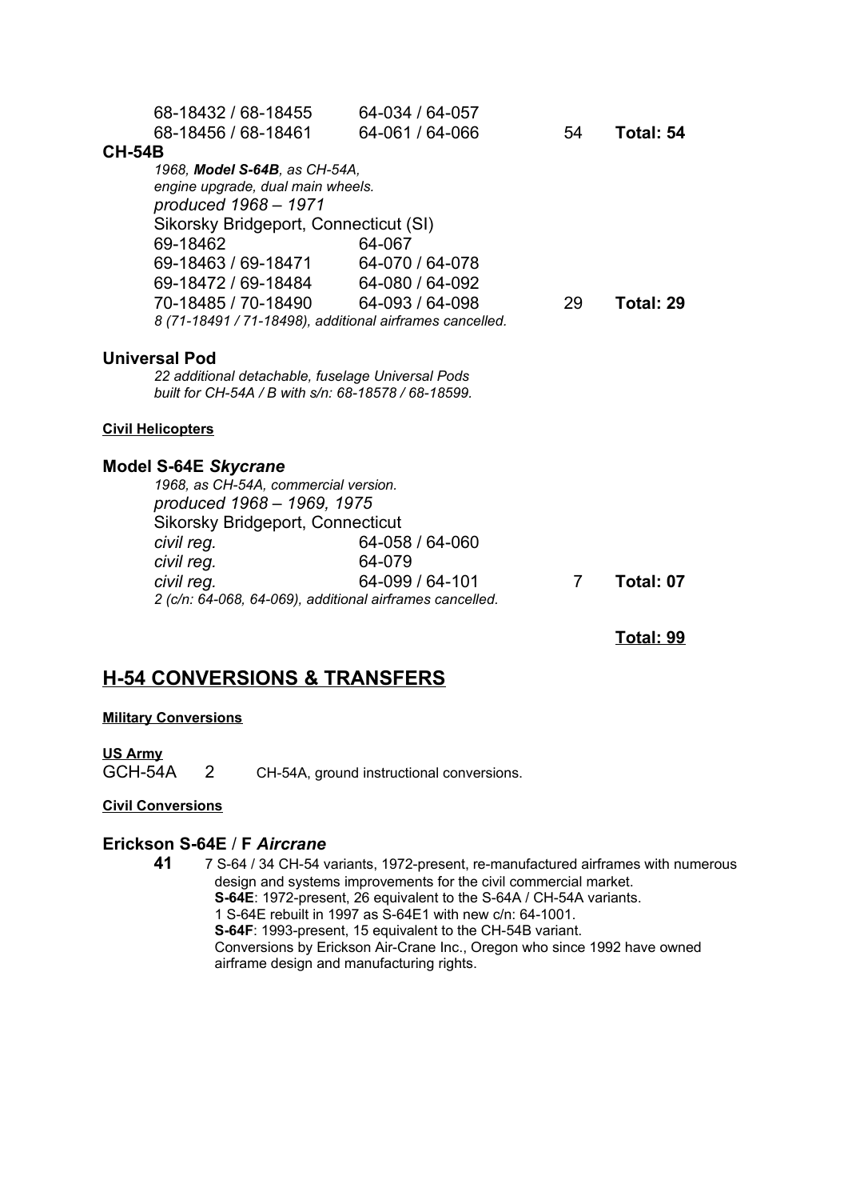| | | | |
|---|---|---|---|
| 68-18432 / 68-18455 | 64-034 / 64-057 | | |
| 68-18456 / 68-18461 | 64-061 / 64-066 | 54 | **Total: 54** |

**CH-54B**

*1968, **Model S-64B**, as CH-54A,*
*engine upgrade, dual main wheels.*
*produced 1968 – 1971*
Sikorsky Bridgeport, Connecticut (SI)

| | | | |
|---|---|---|---|
| 69-18462 | 64-067 | | |
| 69-18463 / 69-18471 | 64-070 / 64-078 | | |
| 69-18472 / 69-18484 | 64-080 / 64-092 | | |
| 70-18485 / 70-18490 | 64-093 / 64-098 | 29 | **Total: 29** |

*8 (71-18491 / 71-18498), additional airframes cancelled.*

**Universal Pod**

*22 additional detachable, fuselage Universal Pods*
*built for CH-54A / B with s/n: 68-18578 / 68-18599.*

**Civil Helicopters**

**Model S-64E *Skycrane***

*1968, as CH-54A, commercial version.*
*produced 1968 – 1969, 1975*
Sikorsky Bridgeport, Connecticut

| | | | |
|---|---|---|---|
| *civil reg.* | 64-058 / 64-060 | | |
| *civil reg.* | 64-079 | | |
| *civil reg.* | 64-099 / 64-101 | 7 | **Total: 07** |

*2 (c/n: 64-068, 64-069), additional airframes cancelled.*

**Total: 99**

## H-54 CONVERSIONS & TRANSFERS

**Military Conversions**

**US Army**

GCH-54A 2 CH-54A, ground instructional conversions.

**Civil Conversions**

**Erickson S-64E / F *Aircrane***

**41** 7 S-64 / 34 CH-54 variants, 1972-present, re-manufactured airframes with numerous design and systems improvements for the civil commercial market.
**S-64E**: 1972-present, 26 equivalent to the S-64A / CH-54A variants.
1 S-64E rebuilt in 1997 as S-64E1 with new c/n: 64-1001.
**S-64F**: 1993-present, 15 equivalent to the CH-54B variant.
Conversions by Erickson Air-Crane Inc., Oregon who since 1992 have owned airframe design and manufacturing rights.